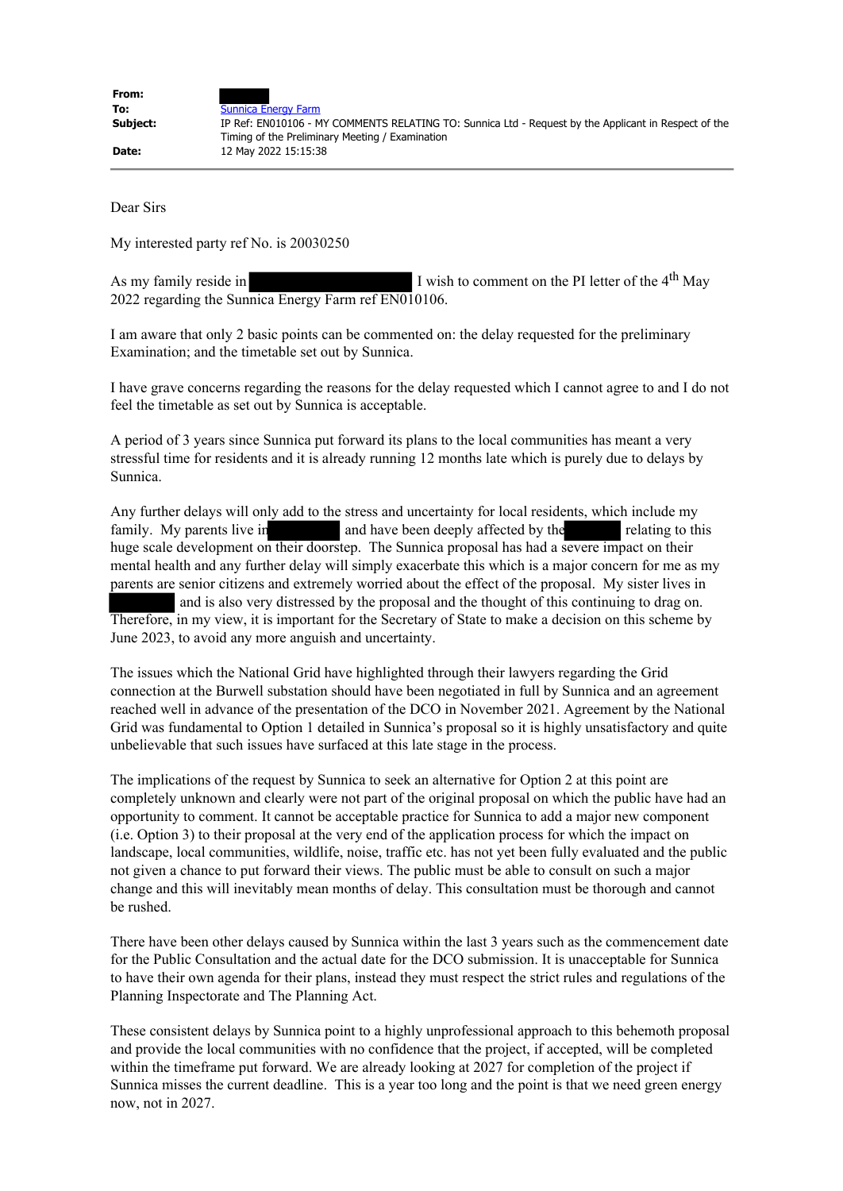| | |
|---|---|
| **From:** | |
| **To:** | Sunnica Energy Farm |
| **Subject:** | IP Ref: EN010106 - MY COMMENTS RELATING TO: Sunnica Ltd - Request by the Applicant in Respect of the Timing of the Preliminary Meeting / Examination |
| **Date:** | 12 May 2022 15:15:38 |

Dear Sirs

My interested party ref No. is 20030250

As my family reside in I wish to comment on the PI letter of the 4th May 2022 regarding the Sunnica Energy Farm ref EN010106.

I am aware that only 2 basic points can be commented on: the delay requested for the preliminary Examination; and the timetable set out by Sunnica.

I have grave concerns regarding the reasons for the delay requested which I cannot agree to and I do not feel the timetable as set out by Sunnica is acceptable.

A period of 3 years since Sunnica put forward its plans to the local communities has meant a very stressful time for residents and it is already running 12 months late which is purely due to delays by Sunnica.

Any further delays will only add to the stress and uncertainty for local residents, which include my family. My parents live in and have been deeply affected by the relating to this huge scale development on their doorstep. The Sunnica proposal has had a severe impact on their mental health and any further delay will simply exacerbate this which is a major concern for me as my parents are senior citizens and extremely worried about the effect of the proposal. My sister lives in and is also very distressed by the proposal and the thought of this continuing to drag on. Therefore, in my view, it is important for the Secretary of State to make a decision on this scheme by June 2023, to avoid any more anguish and uncertainty.

The issues which the National Grid have highlighted through their lawyers regarding the Grid connection at the Burwell substation should have been negotiated in full by Sunnica and an agreement reached well in advance of the presentation of the DCO in November 2021. Agreement by the National Grid was fundamental to Option 1 detailed in Sunnica's proposal so it is highly unsatisfactory and quite unbelievable that such issues have surfaced at this late stage in the process.

The implications of the request by Sunnica to seek an alternative for Option 2 at this point are completely unknown and clearly were not part of the original proposal on which the public have had an opportunity to comment. It cannot be acceptable practice for Sunnica to add a major new component (i.e. Option 3) to their proposal at the very end of the application process for which the impact on landscape, local communities, wildlife, noise, traffic etc. has not yet been fully evaluated and the public not given a chance to put forward their views. The public must be able to consult on such a major change and this will inevitably mean months of delay. This consultation must be thorough and cannot be rushed.

There have been other delays caused by Sunnica within the last 3 years such as the commencement date for the Public Consultation and the actual date for the DCO submission. It is unacceptable for Sunnica to have their own agenda for their plans, instead they must respect the strict rules and regulations of the Planning Inspectorate and The Planning Act.

These consistent delays by Sunnica point to a highly unprofessional approach to this behemoth proposal and provide the local communities with no confidence that the project, if accepted, will be completed within the timeframe put forward. We are already looking at 2027 for completion of the project if Sunnica misses the current deadline. This is a year too long and the point is that we need green energy now, not in 2027.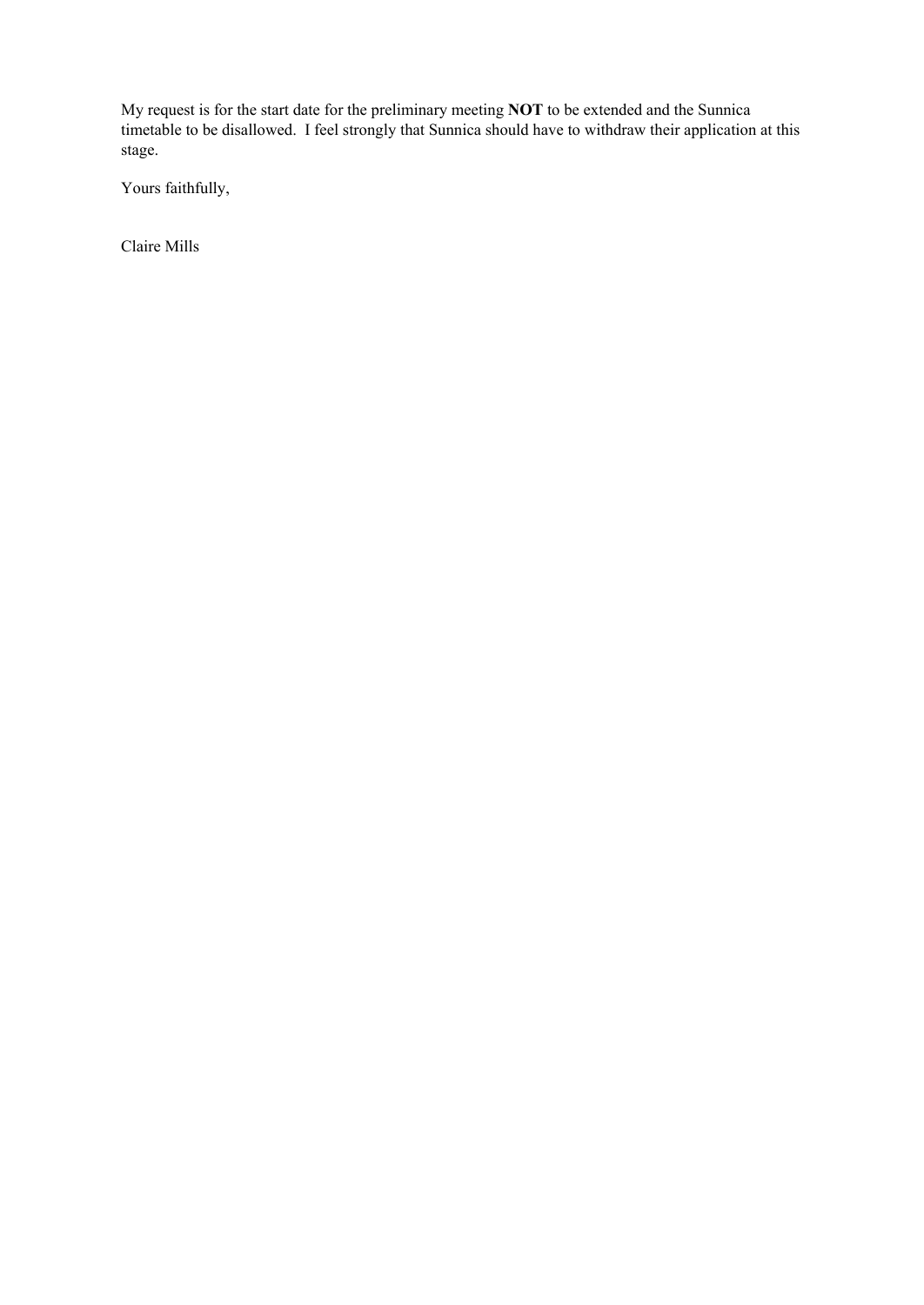My request is for the start date for the preliminary meeting **NOT** to be extended and the Sunnica timetable to be disallowed. I feel strongly that Sunnica should have to withdraw their application at this stage.

Yours faithfully,

Claire Mills